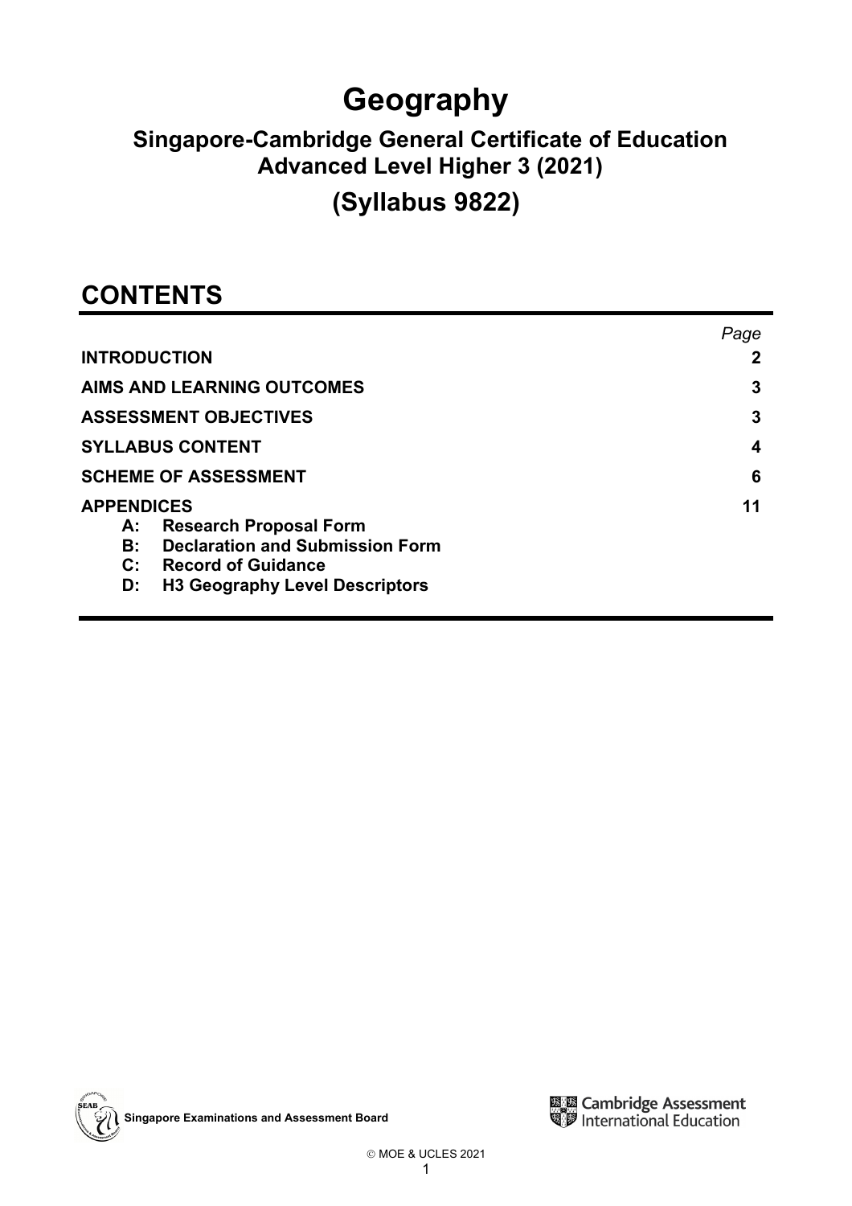# Geography

## Singapore-Cambridge General Certificate of Education Advanced Level Higher 3 (2021)

## (Syllabus 9822)

## CONTENTS

| | Page |
|---|---|
| **INTRODUCTION** | **2** |
| **AIMS AND LEARNING OUTCOMES** | **3** |
| **ASSESSMENT OBJECTIVES** | **3** |
| **SYLLABUS CONTENT** | **4** |
| **SCHEME OF ASSESSMENT** | **6** |
| **APPENDICES** | **11** |
| **A: Research Proposal Form** | |
| **B: Declaration and Submission Form** | |
| **C: Record of Guidance** | |
| **D: H3 Geography Level Descriptors** | |

**Singapore Examinations and Assessment Board**

Cambridge Assessment International Education

© MOE & UCLES 2021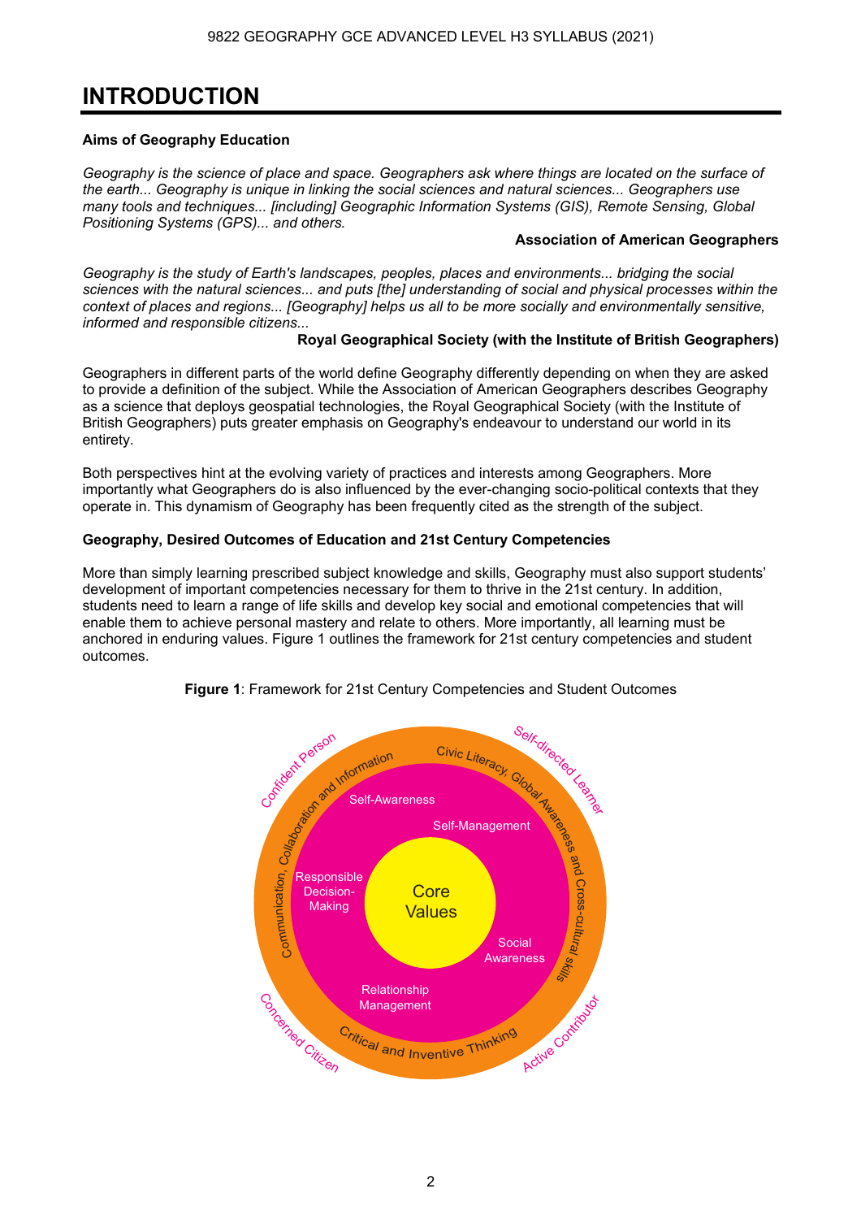# INTRODUCTION

**Aims of Geography Education**

*Geography is the science of place and space. Geographers ask where things are located on the surface of the earth... Geography is unique in linking the social sciences and natural sciences... Geographers use many tools and techniques... [including] Geographic Information Systems (GIS), Remote Sensing, Global Positioning Systems (GPS)... and others.*

**Association of American Geographers**

*Geography is the study of Earth's landscapes, peoples, places and environments... bridging the social sciences with the natural sciences... and puts [the] understanding of social and physical processes within the context of places and regions... [Geography] helps us all to be more socially and environmentally sensitive, informed and responsible citizens...*

**Royal Geographical Society (with the Institute of British Geographers)**

Geographers in different parts of the world define Geography differently depending on when they are asked to provide a definition of the subject. While the Association of American Geographers describes Geography as a science that deploys geospatial technologies, the Royal Geographical Society (with the Institute of British Geographers) puts greater emphasis on Geography's endeavour to understand our world in its entirety.

Both perspectives hint at the evolving variety of practices and interests among Geographers. More importantly what Geographers do is also influenced by the ever-changing socio-political contexts that they operate in. This dynamism of Geography has been frequently cited as the strength of the subject.

**Geography, Desired Outcomes of Education and 21st Century Competencies**

More than simply learning prescribed subject knowledge and skills, Geography must also support students' development of important competencies necessary for them to thrive in the 21st century. In addition, students need to learn a range of life skills and develop key social and emotional competencies that will enable them to achieve personal mastery and relate to others. More importantly, all learning must be anchored in enduring values. Figure 1 outlines the framework for 21st century competencies and student outcomes.

**Figure 1**: Framework for 21st Century Competencies and Student Outcomes

Confident Person · Self-directed Learner · Active Contributor · Concerned Citizen

Communication, Collaboration and Information · Civic Literacy, Global Awareness and Cross-cultural skills · Critical and Inventive Thinking

Self-Awareness · Self-Management · Social Awareness · Relationship Management · Responsible Decision-Making

Core Values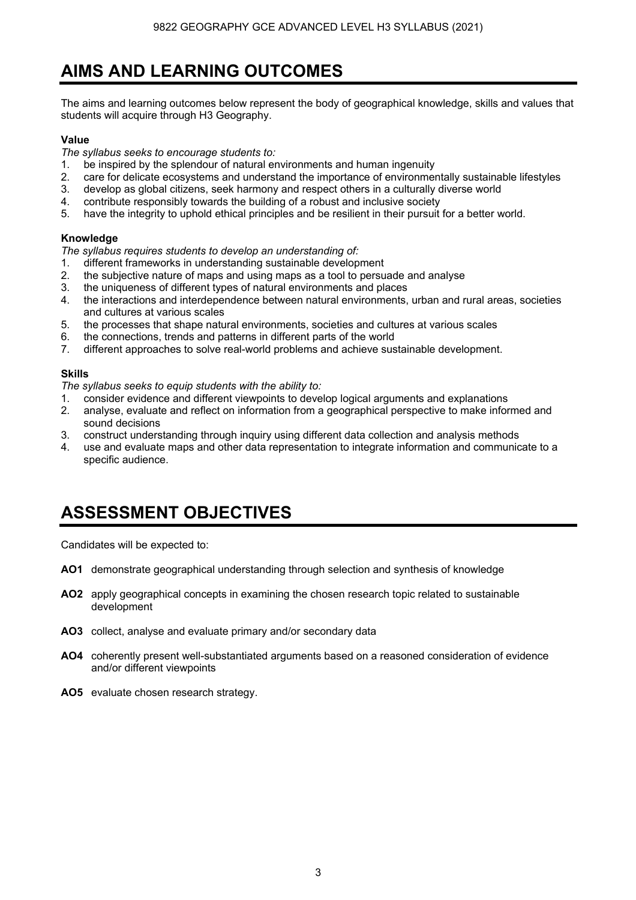# AIMS AND LEARNING OUTCOMES

The aims and learning outcomes below represent the body of geographical knowledge, skills and values that students will acquire through H3 Geography.

**Value**

*The syllabus seeks to encourage students to:*

1. be inspired by the splendour of natural environments and human ingenuity
2. care for delicate ecosystems and understand the importance of environmentally sustainable lifestyles
3. develop as global citizens, seek harmony and respect others in a culturally diverse world
4. contribute responsibly towards the building of a robust and inclusive society
5. have the integrity to uphold ethical principles and be resilient in their pursuit for a better world.

**Knowledge**

*The syllabus requires students to develop an understanding of:*

1. different frameworks in understanding sustainable development
2. the subjective nature of maps and using maps as a tool to persuade and analyse
3. the uniqueness of different types of natural environments and places
4. the interactions and interdependence between natural environments, urban and rural areas, societies and cultures at various scales
5. the processes that shape natural environments, societies and cultures at various scales
6. the connections, trends and patterns in different parts of the world
7. different approaches to solve real-world problems and achieve sustainable development.

**Skills**

*The syllabus seeks to equip students with the ability to:*

1. consider evidence and different viewpoints to develop logical arguments and explanations
2. analyse, evaluate and reflect on information from a geographical perspective to make informed and sound decisions
3. construct understanding through inquiry using different data collection and analysis methods
4. use and evaluate maps and other data representation to integrate information and communicate to a specific audience.

# ASSESSMENT OBJECTIVES

Candidates will be expected to:

**AO1** demonstrate geographical understanding through selection and synthesis of knowledge

**AO2** apply geographical concepts in examining the chosen research topic related to sustainable development

**AO3** collect, analyse and evaluate primary and/or secondary data

**AO4** coherently present well-substantiated arguments based on a reasoned consideration of evidence and/or different viewpoints

**AO5** evaluate chosen research strategy.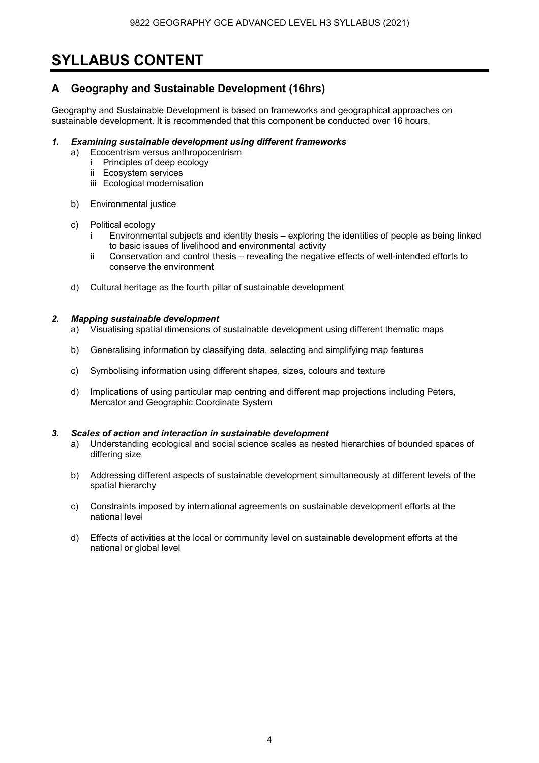# SYLLABUS CONTENT

## A Geography and Sustainable Development (16hrs)

Geography and Sustainable Development is based on frameworks and geographical approaches on sustainable development. It is recommended that this component be conducted over 16 hours.

### *1. Examining sustainable development using different frameworks*

a) Ecocentrism versus anthropocentrism
   - i Principles of deep ecology
   - ii Ecosystem services
   - iii Ecological modernisation

b) Environmental justice

c) Political ecology
   - i Environmental subjects and identity thesis – exploring the identities of people as being linked to basic issues of livelihood and environmental activity
   - ii Conservation and control thesis – revealing the negative effects of well-intended efforts to conserve the environment

d) Cultural heritage as the fourth pillar of sustainable development

### *2. Mapping sustainable development*

a) Visualising spatial dimensions of sustainable development using different thematic maps

b) Generalising information by classifying data, selecting and simplifying map features

c) Symbolising information using different shapes, sizes, colours and texture

d) Implications of using particular map centring and different map projections including Peters, Mercator and Geographic Coordinate System

### *3. Scales of action and interaction in sustainable development*

a) Understanding ecological and social science scales as nested hierarchies of bounded spaces of differing size

b) Addressing different aspects of sustainable development simultaneously at different levels of the spatial hierarchy

c) Constraints imposed by international agreements on sustainable development efforts at the national level

d) Effects of activities at the local or community level on sustainable development efforts at the national or global level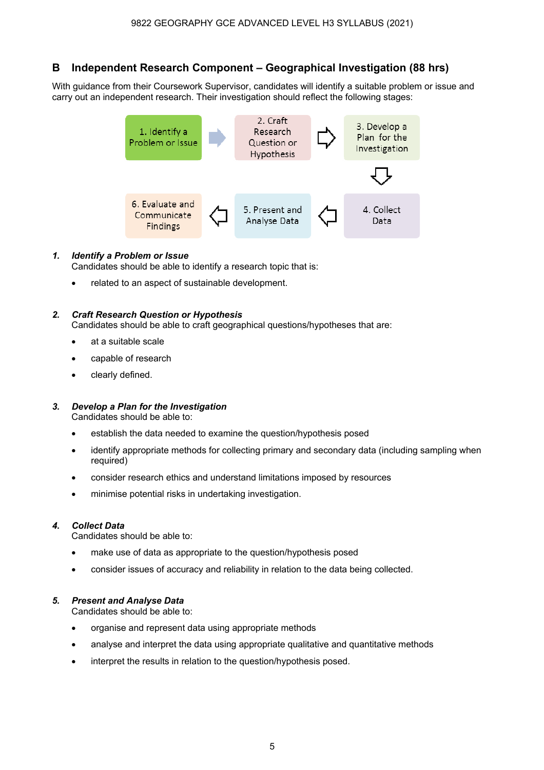## B Independent Research Component – Geographical Investigation (88 hrs)

With guidance from their Coursework Supervisor, candidates will identify a suitable problem or issue and carry out an independent research. Their investigation should reflect the following stages:

1. Identify a Problem or Issue → 2. Craft Research Question or Hypothesis → 3. Develop a Plan for the Investigation → 4. Collect Data → 5. Present and Analyse Data → 6. Evaluate and Communicate Findings

***1. Identify a Problem or Issue***

Candidates should be able to identify a research topic that is:

- related to an aspect of sustainable development.

***2. Craft Research Question or Hypothesis***

Candidates should be able to craft geographical questions/hypotheses that are:

- at a suitable scale
- capable of research
- clearly defined.

***3. Develop a Plan for the Investigation***

Candidates should be able to:

- establish the data needed to examine the question/hypothesis posed
- identify appropriate methods for collecting primary and secondary data (including sampling when required)
- consider research ethics and understand limitations imposed by resources
- minimise potential risks in undertaking investigation.

***4. Collect Data***

Candidates should be able to:

- make use of data as appropriate to the question/hypothesis posed
- consider issues of accuracy and reliability in relation to the data being collected.

***5. Present and Analyse Data***

Candidates should be able to:

- organise and represent data using appropriate methods
- analyse and interpret the data using appropriate qualitative and quantitative methods
- interpret the results in relation to the question/hypothesis posed.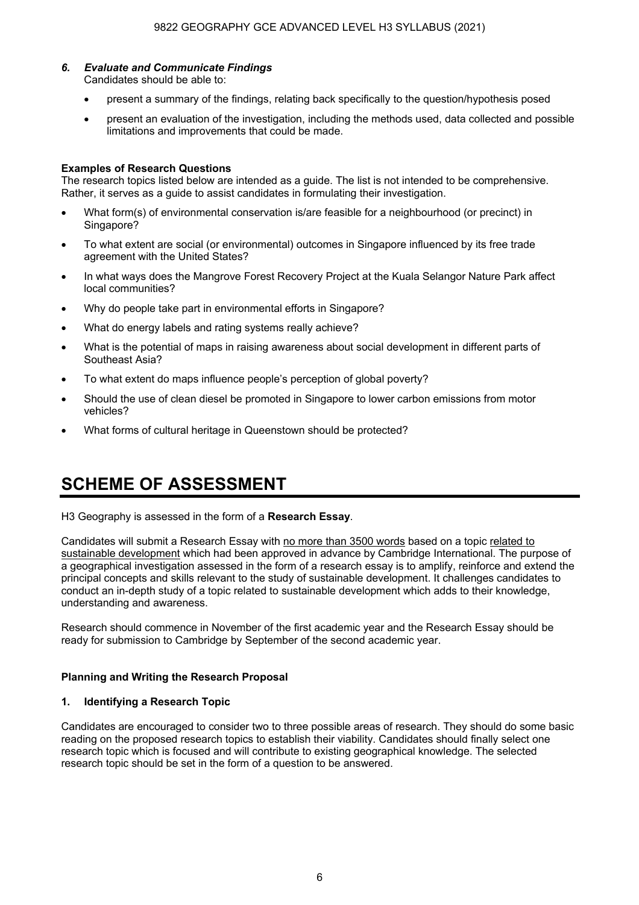### *6. Evaluate and Communicate Findings*

Candidates should be able to:

- present a summary of the findings, relating back specifically to the question/hypothesis posed
- present an evaluation of the investigation, including the methods used, data collected and possible limitations and improvements that could be made.

**Examples of Research Questions**

The research topics listed below are intended as a guide. The list is not intended to be comprehensive. Rather, it serves as a guide to assist candidates in formulating their investigation.

- What form(s) of environmental conservation is/are feasible for a neighbourhood (or precinct) in Singapore?
- To what extent are social (or environmental) outcomes in Singapore influenced by its free trade agreement with the United States?
- In what ways does the Mangrove Forest Recovery Project at the Kuala Selangor Nature Park affect local communities?
- Why do people take part in environmental efforts in Singapore?
- What do energy labels and rating systems really achieve?
- What is the potential of maps in raising awareness about social development in different parts of Southeast Asia?
- To what extent do maps influence people's perception of global poverty?
- Should the use of clean diesel be promoted in Singapore to lower carbon emissions from motor vehicles?
- What forms of cultural heritage in Queenstown should be protected?

# SCHEME OF ASSESSMENT

H3 Geography is assessed in the form of a **Research Essay**.

Candidates will submit a Research Essay with no more than 3500 words based on a topic related to sustainable development which had been approved in advance by Cambridge International. The purpose of a geographical investigation assessed in the form of a research essay is to amplify, reinforce and extend the principal concepts and skills relevant to the study of sustainable development. It challenges candidates to conduct an in-depth study of a topic related to sustainable development which adds to their knowledge, understanding and awareness.

Research should commence in November of the first academic year and the Research Essay should be ready for submission to Cambridge by September of the second academic year.

**Planning and Writing the Research Proposal**

**1. Identifying a Research Topic**

Candidates are encouraged to consider two to three possible areas of research. They should do some basic reading on the proposed research topics to establish their viability. Candidates should finally select one research topic which is focused and will contribute to existing geographical knowledge. The selected research topic should be set in the form of a question to be answered.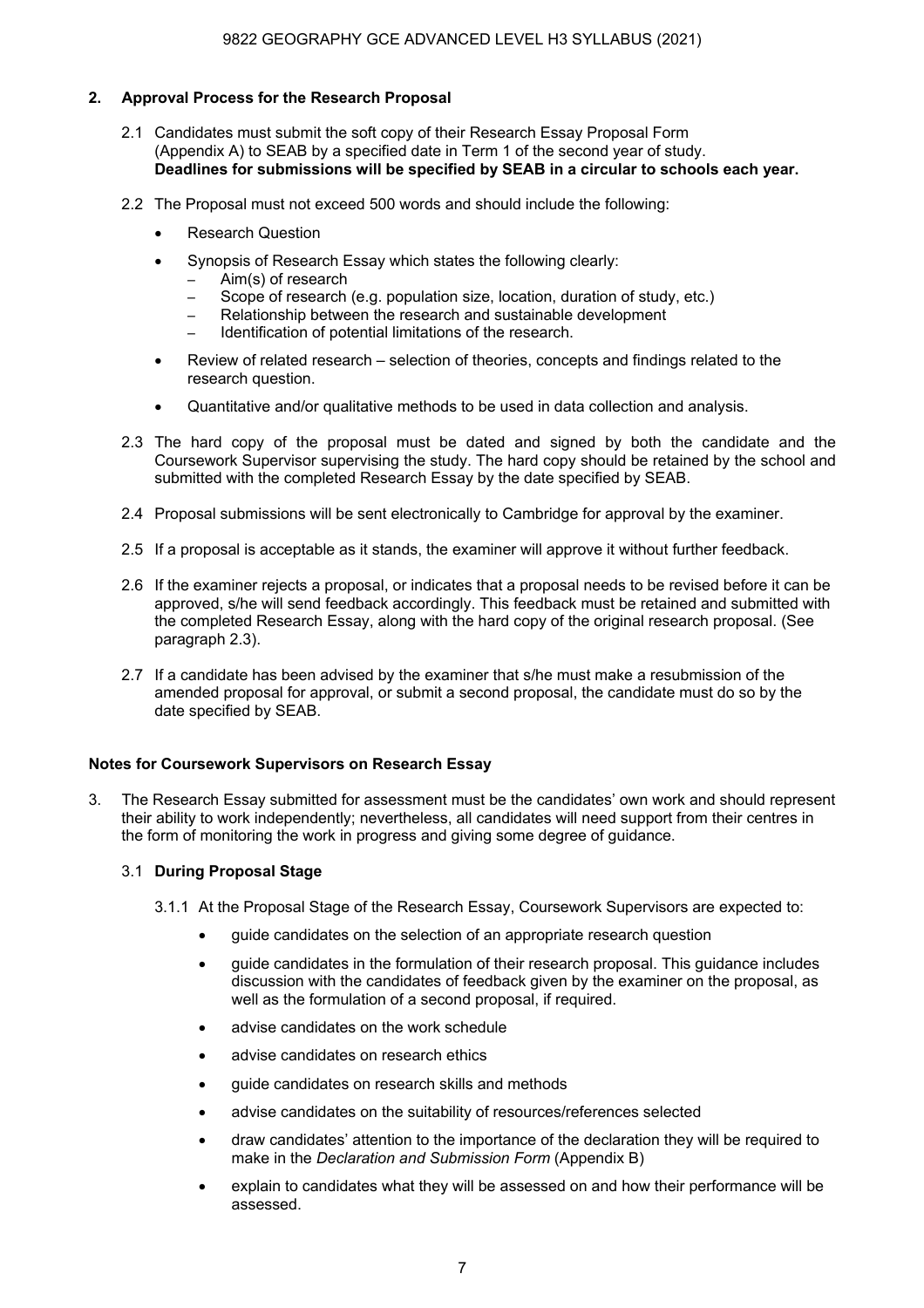## 2. Approval Process for the Research Proposal

2.1 Candidates must submit the soft copy of their Research Essay Proposal Form (Appendix A) to SEAB by a specified date in Term 1 of the second year of study. **Deadlines for submissions will be specified by SEAB in a circular to schools each year.**

2.2 The Proposal must not exceed 500 words and should include the following:

- Research Question
- Synopsis of Research Essay which states the following clearly:
  - Aim(s) of research
  - Scope of research (e.g. population size, location, duration of study, etc.)
  - Relationship between the research and sustainable development
  - Identification of potential limitations of the research.
- Review of related research – selection of theories, concepts and findings related to the research question.
- Quantitative and/or qualitative methods to be used in data collection and analysis.

2.3 The hard copy of the proposal must be dated and signed by both the candidate and the Coursework Supervisor supervising the study. The hard copy should be retained by the school and submitted with the completed Research Essay by the date specified by SEAB.

2.4 Proposal submissions will be sent electronically to Cambridge for approval by the examiner.

2.5 If a proposal is acceptable as it stands, the examiner will approve it without further feedback.

2.6 If the examiner rejects a proposal, or indicates that a proposal needs to be revised before it can be approved, s/he will send feedback accordingly. This feedback must be retained and submitted with the completed Research Essay, along with the hard copy of the original research proposal. (See paragraph 2.3).

2.7 If a candidate has been advised by the examiner that s/he must make a resubmission of the amended proposal for approval, or submit a second proposal, the candidate must do so by the date specified by SEAB.

### Notes for Coursework Supervisors on Research Essay

3. The Research Essay submitted for assessment must be the candidates' own work and should represent their ability to work independently; nevertheless, all candidates will need support from their centres in the form of monitoring the work in progress and giving some degree of guidance.

3.1 **During Proposal Stage**

3.1.1 At the Proposal Stage of the Research Essay, Coursework Supervisors are expected to:

- guide candidates on the selection of an appropriate research question
- guide candidates in the formulation of their research proposal. This guidance includes discussion with the candidates of feedback given by the examiner on the proposal, as well as the formulation of a second proposal, if required.
- advise candidates on the work schedule
- advise candidates on research ethics
- guide candidates on research skills and methods
- advise candidates on the suitability of resources/references selected
- draw candidates' attention to the importance of the declaration they will be required to make in the *Declaration and Submission Form* (Appendix B)
- explain to candidates what they will be assessed on and how their performance will be assessed.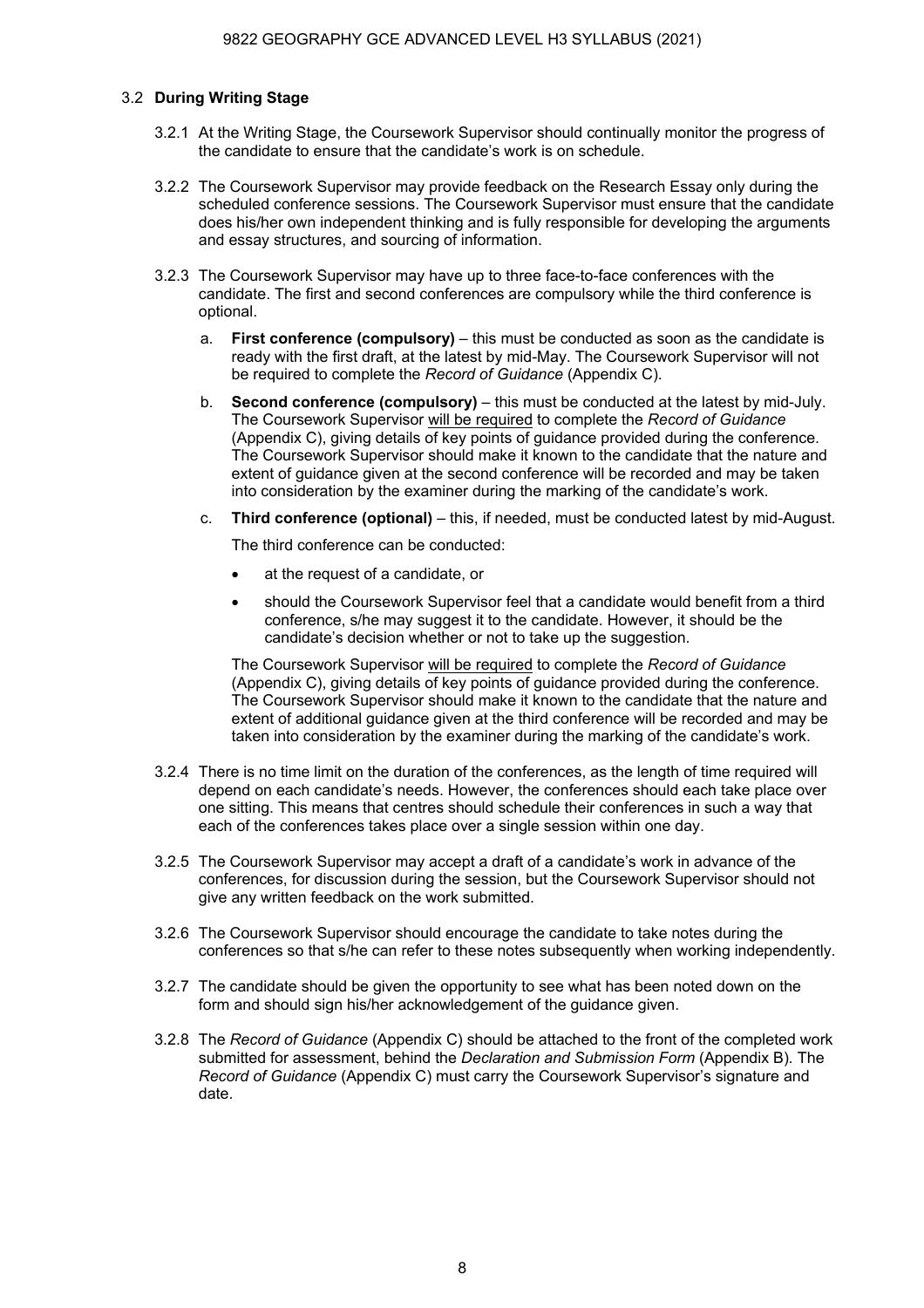### 3.2 **During Writing Stage**

3.2.1 At the Writing Stage, the Coursework Supervisor should continually monitor the progress of the candidate to ensure that the candidate's work is on schedule.

3.2.2 The Coursework Supervisor may provide feedback on the Research Essay only during the scheduled conference sessions. The Coursework Supervisor must ensure that the candidate does his/her own independent thinking and is fully responsible for developing the arguments and essay structures, and sourcing of information.

3.2.3 The Coursework Supervisor may have up to three face-to-face conferences with the candidate. The first and second conferences are compulsory while the third conference is optional.

a. **First conference (compulsory)** – this must be conducted as soon as the candidate is ready with the first draft, at the latest by mid-May. The Coursework Supervisor will not be required to complete the *Record of Guidance* (Appendix C).

b. **Second conference (compulsory)** – this must be conducted at the latest by mid-July. The Coursework Supervisor <u>will be required</u> to complete the *Record of Guidance* (Appendix C), giving details of key points of guidance provided during the conference. The Coursework Supervisor should make it known to the candidate that the nature and extent of guidance given at the second conference will be recorded and may be taken into consideration by the examiner during the marking of the candidate's work.

c. **Third conference (optional)** – this, if needed, must be conducted latest by mid-August.

The third conference can be conducted:

- at the request of a candidate, or
- should the Coursework Supervisor feel that a candidate would benefit from a third conference, s/he may suggest it to the candidate. However, it should be the candidate's decision whether or not to take up the suggestion.

The Coursework Supervisor <u>will be required</u> to complete the *Record of Guidance* (Appendix C), giving details of key points of guidance provided during the conference. The Coursework Supervisor should make it known to the candidate that the nature and extent of additional guidance given at the third conference will be recorded and may be taken into consideration by the examiner during the marking of the candidate's work.

3.2.4 There is no time limit on the duration of the conferences, as the length of time required will depend on each candidate's needs. However, the conferences should each take place over one sitting. This means that centres should schedule their conferences in such a way that each of the conferences takes place over a single session within one day.

3.2.5 The Coursework Supervisor may accept a draft of a candidate's work in advance of the conferences, for discussion during the session, but the Coursework Supervisor should not give any written feedback on the work submitted.

3.2.6 The Coursework Supervisor should encourage the candidate to take notes during the conferences so that s/he can refer to these notes subsequently when working independently.

3.2.7 The candidate should be given the opportunity to see what has been noted down on the form and should sign his/her acknowledgement of the guidance given.

3.2.8 The *Record of Guidance* (Appendix C) should be attached to the front of the completed work submitted for assessment, behind the *Declaration and Submission Form* (Appendix B). The *Record of Guidance* (Appendix C) must carry the Coursework Supervisor's signature and date.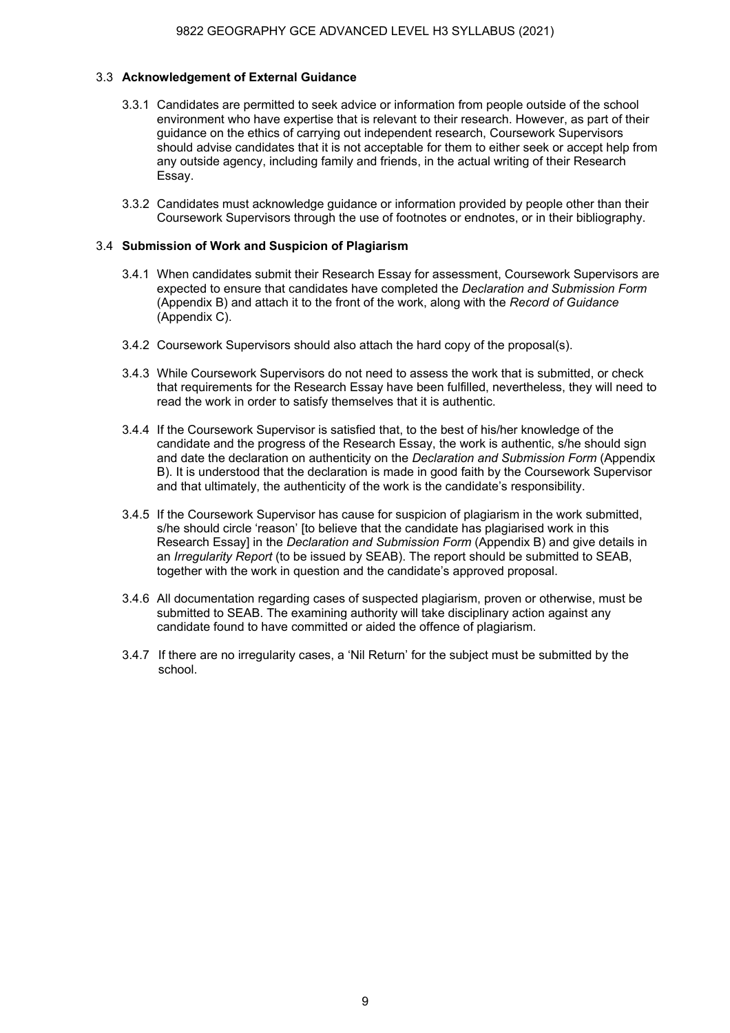### 3.3 **Acknowledgement of External Guidance**

3.3.1 Candidates are permitted to seek advice or information from people outside of the school environment who have expertise that is relevant to their research. However, as part of their guidance on the ethics of carrying out independent research, Coursework Supervisors should advise candidates that it is not acceptable for them to either seek or accept help from any outside agency, including family and friends, in the actual writing of their Research Essay.

3.3.2 Candidates must acknowledge guidance or information provided by people other than their Coursework Supervisors through the use of footnotes or endnotes, or in their bibliography.

### 3.4 **Submission of Work and Suspicion of Plagiarism**

3.4.1 When candidates submit their Research Essay for assessment, Coursework Supervisors are expected to ensure that candidates have completed the *Declaration and Submission Form* (Appendix B) and attach it to the front of the work, along with the *Record of Guidance* (Appendix C).

3.4.2 Coursework Supervisors should also attach the hard copy of the proposal(s).

3.4.3 While Coursework Supervisors do not need to assess the work that is submitted, or check that requirements for the Research Essay have been fulfilled, nevertheless, they will need to read the work in order to satisfy themselves that it is authentic.

3.4.4 If the Coursework Supervisor is satisfied that, to the best of his/her knowledge of the candidate and the progress of the Research Essay, the work is authentic, s/he should sign and date the declaration on authenticity on the *Declaration and Submission Form* (Appendix B). It is understood that the declaration is made in good faith by the Coursework Supervisor and that ultimately, the authenticity of the work is the candidate's responsibility.

3.4.5 If the Coursework Supervisor has cause for suspicion of plagiarism in the work submitted, s/he should circle 'reason' [to believe that the candidate has plagiarised work in this Research Essay] in the *Declaration and Submission Form* (Appendix B) and give details in an *Irregularity Report* (to be issued by SEAB). The report should be submitted to SEAB, together with the work in question and the candidate's approved proposal.

3.4.6 All documentation regarding cases of suspected plagiarism, proven or otherwise, must be submitted to SEAB. The examining authority will take disciplinary action against any candidate found to have committed or aided the offence of plagiarism.

3.4.7 If there are no irregularity cases, a 'Nil Return' for the subject must be submitted by the school.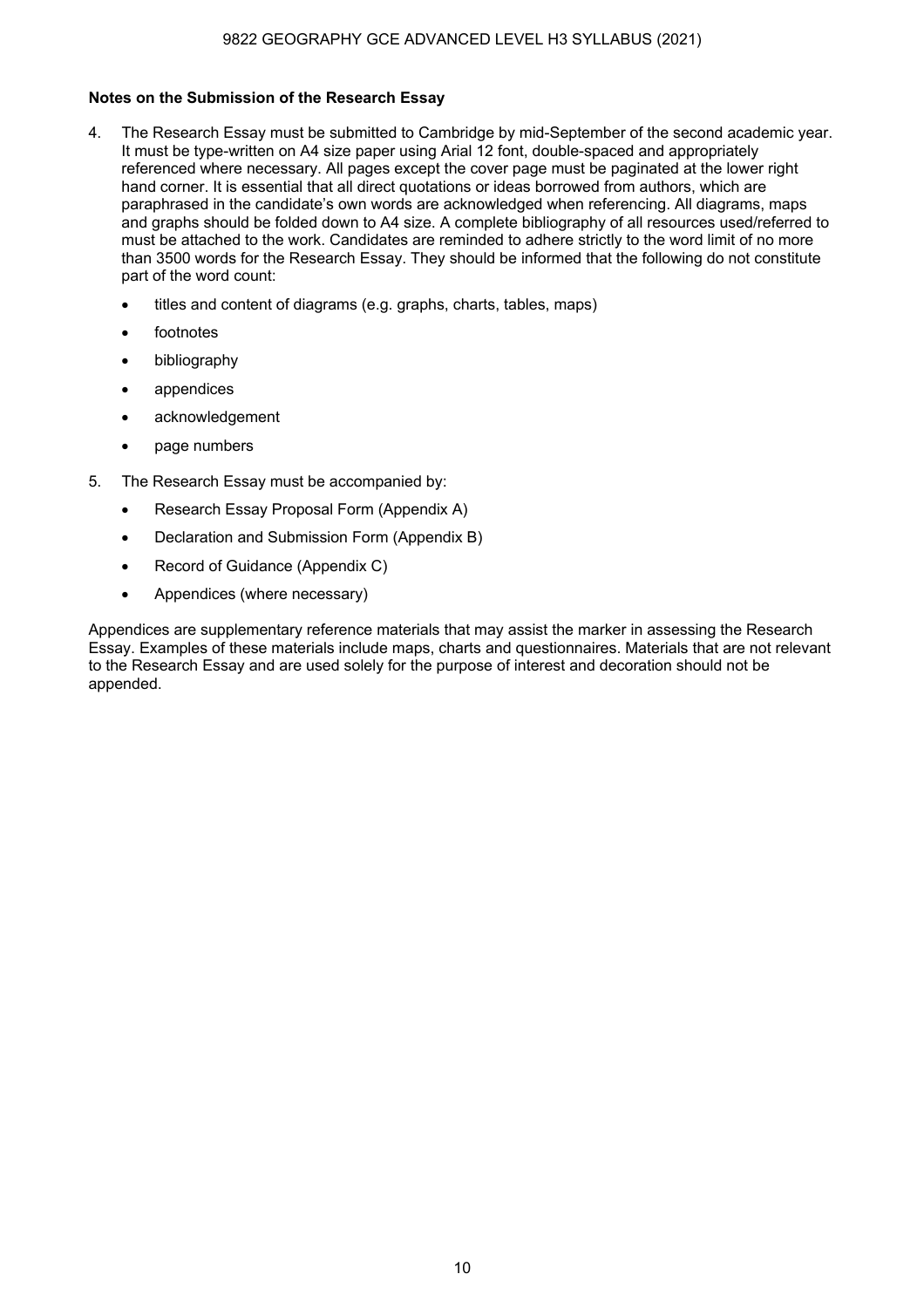**Notes on the Submission of the Research Essay**

4. The Research Essay must be submitted to Cambridge by mid-September of the second academic year. It must be type-written on A4 size paper using Arial 12 font, double-spaced and appropriately referenced where necessary. All pages except the cover page must be paginated at the lower right hand corner. It is essential that all direct quotations or ideas borrowed from authors, which are paraphrased in the candidate's own words are acknowledged when referencing. All diagrams, maps and graphs should be folded down to A4 size. A complete bibliography of all resources used/referred to must be attached to the work. Candidates are reminded to adhere strictly to the word limit of no more than 3500 words for the Research Essay. They should be informed that the following do not constitute part of the word count:
   - titles and content of diagrams (e.g. graphs, charts, tables, maps)
   - footnotes
   - bibliography
   - appendices
   - acknowledgement
   - page numbers

5. The Research Essay must be accompanied by:
   - Research Essay Proposal Form (Appendix A)
   - Declaration and Submission Form (Appendix B)
   - Record of Guidance (Appendix C)
   - Appendices (where necessary)

Appendices are supplementary reference materials that may assist the marker in assessing the Research Essay. Examples of these materials include maps, charts and questionnaires. Materials that are not relevant to the Research Essay and are used solely for the purpose of interest and decoration should not be appended.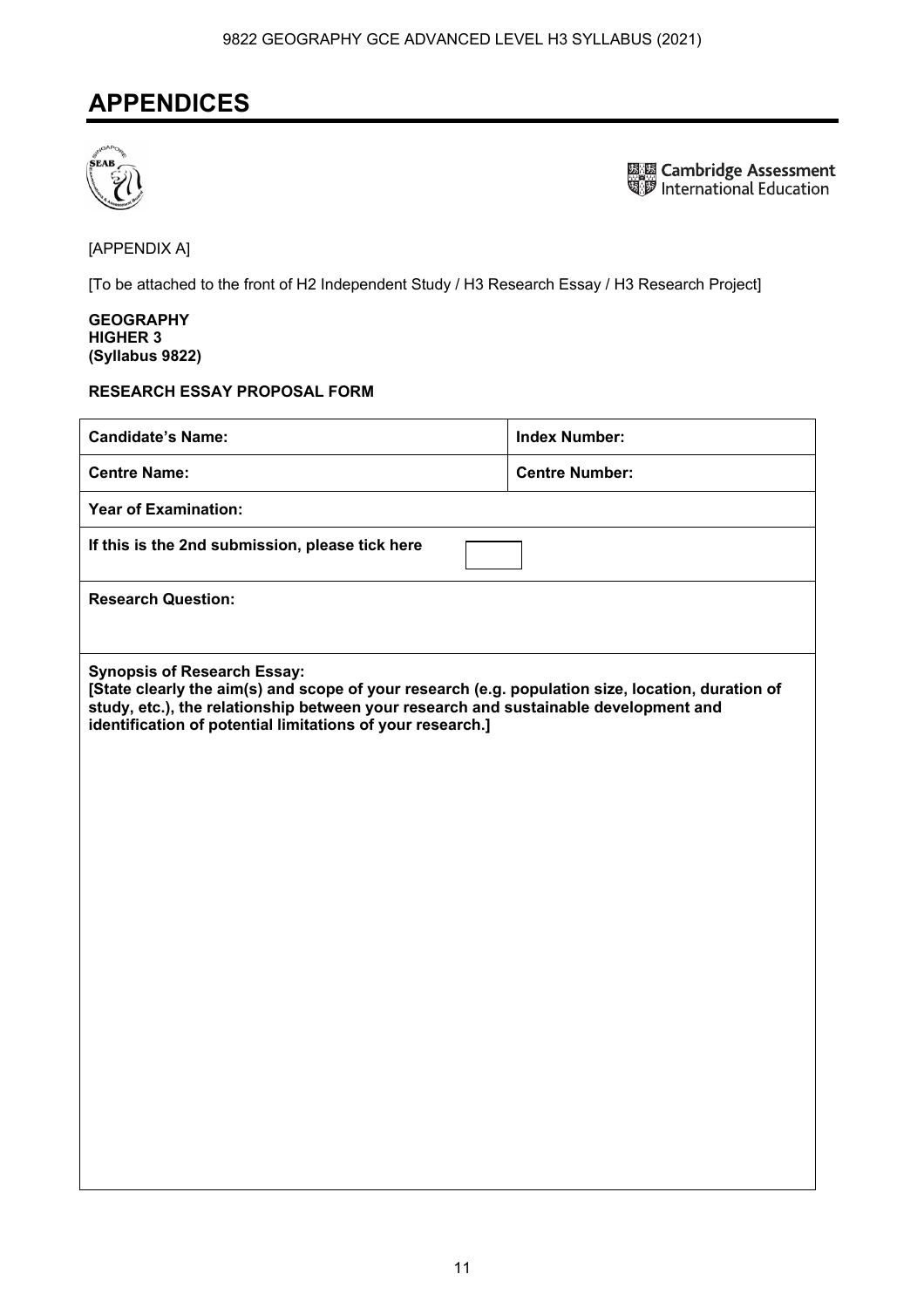# APPENDICES

Cambridge Assessment International Education

[APPENDIX A]

[To be attached to the front of H2 Independent Study / H3 Research Essay / H3 Research Project]

**GEOGRAPHY**
**HIGHER 3**
**(Syllabus 9822)**

**RESEARCH ESSAY PROPOSAL FORM**

| **Candidate's Name:** | **Index Number:** |
|---|---|
| **Centre Name:** | **Centre Number:** |
| **Year of Examination:** | |
| **If this is the 2nd submission, please tick here** ☐ | |
| **Research Question:** | |
| **Synopsis of Research Essay:** **[State clearly the aim(s) and scope of your research (e.g. population size, location, duration of study, etc.), the relationship between your research and sustainable development and identification of potential limitations of your research.]** | |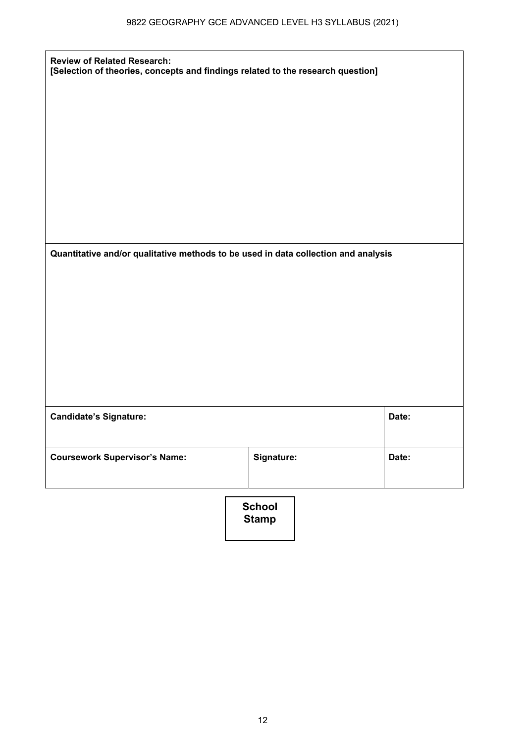| **Review of Related Research:**<br>**[Selection of theories, concepts and findings related to the research question]** | | |
|---|---|---|
| **Quantitative and/or qualitative methods to be used in data collection and analysis** | | |
| **Candidate's Signature:** | | **Date:** |
| **Coursework Supervisor's Name:** | **Signature:** | **Date:** |

**School Stamp**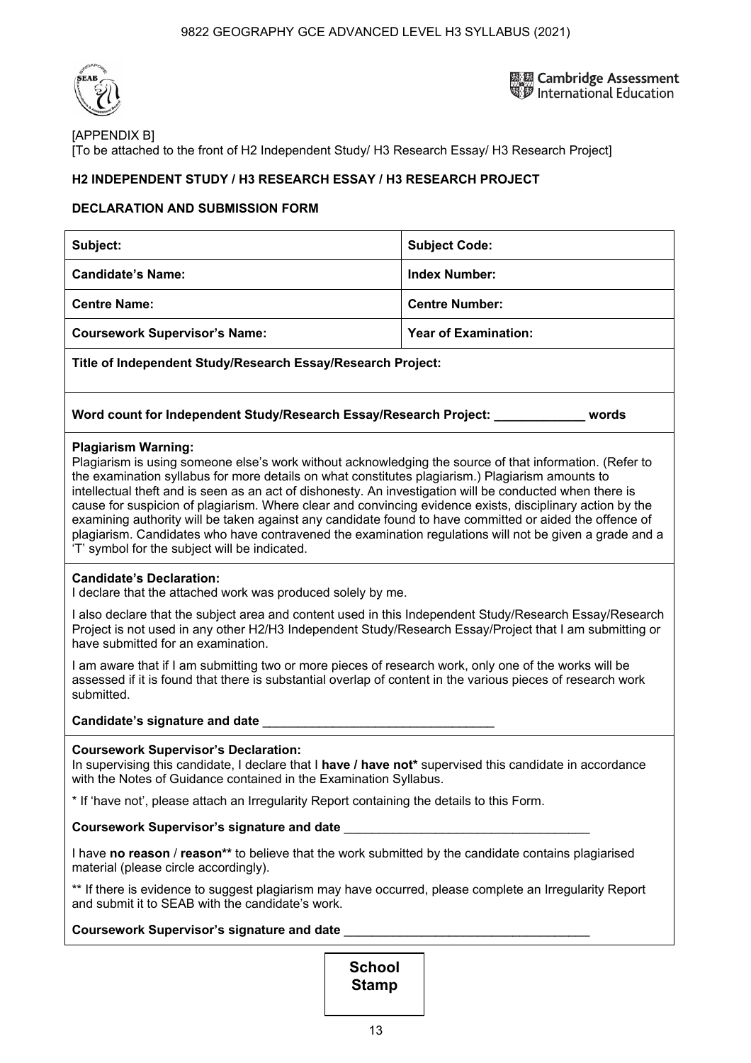[APPENDIX B]

[To be attached to the front of H2 Independent Study/ H3 Research Essay/ H3 Research Project]

**H2 INDEPENDENT STUDY / H3 RESEARCH ESSAY / H3 RESEARCH PROJECT**

**DECLARATION AND SUBMISSION FORM**

| **Subject:** | **Subject Code:** |
|---|---|
| **Candidate's Name:** | **Index Number:** |
| **Centre Name:** | **Centre Number:** |
| **Coursework Supervisor's Name:** | **Year of Examination:** |

**Title of Independent Study/Research Essay/Research Project:**

**Word count for Independent Study/Research Essay/Research Project: _____________ words**

**Plagiarism Warning:**

Plagiarism is using someone else's work without acknowledging the source of that information. (Refer to the examination syllabus for more details on what constitutes plagiarism.) Plagiarism amounts to intellectual theft and is seen as an act of dishonesty. An investigation will be conducted when there is cause for suspicion of plagiarism. Where clear and convincing evidence exists, disciplinary action by the examining authority will be taken against any candidate found to have committed or aided the offence of plagiarism. Candidates who have contravened the examination regulations will not be given a grade and a 'T' symbol for the subject will be indicated.

**Candidate's Declaration:**

I declare that the attached work was produced solely by me.

I also declare that the subject area and content used in this Independent Study/Research Essay/Research Project is not used in any other H2/H3 Independent Study/Research Essay/Project that I am submitting or have submitted for an examination.

I am aware that if I am submitting two or more pieces of research work, only one of the works will be assessed if it is found that there is substantial overlap of content in the various pieces of research work submitted.

**Candidate's signature and date** _________________________________

**Coursework Supervisor's Declaration:**

In supervising this candidate, I declare that I **have / have not*** supervised this candidate in accordance with the Notes of Guidance contained in the Examination Syllabus.

* If 'have not', please attach an Irregularity Report containing the details to this Form.

**Coursework Supervisor's signature and date** ___________________________________

I have **no reason** / **reason**** to believe that the work submitted by the candidate contains plagiarised material (please circle accordingly).

** If there is evidence to suggest plagiarism may have occurred, please complete an Irregularity Report and submit it to SEAB with the candidate's work.

**Coursework Supervisor's signature and date** ___________________________________

**School Stamp**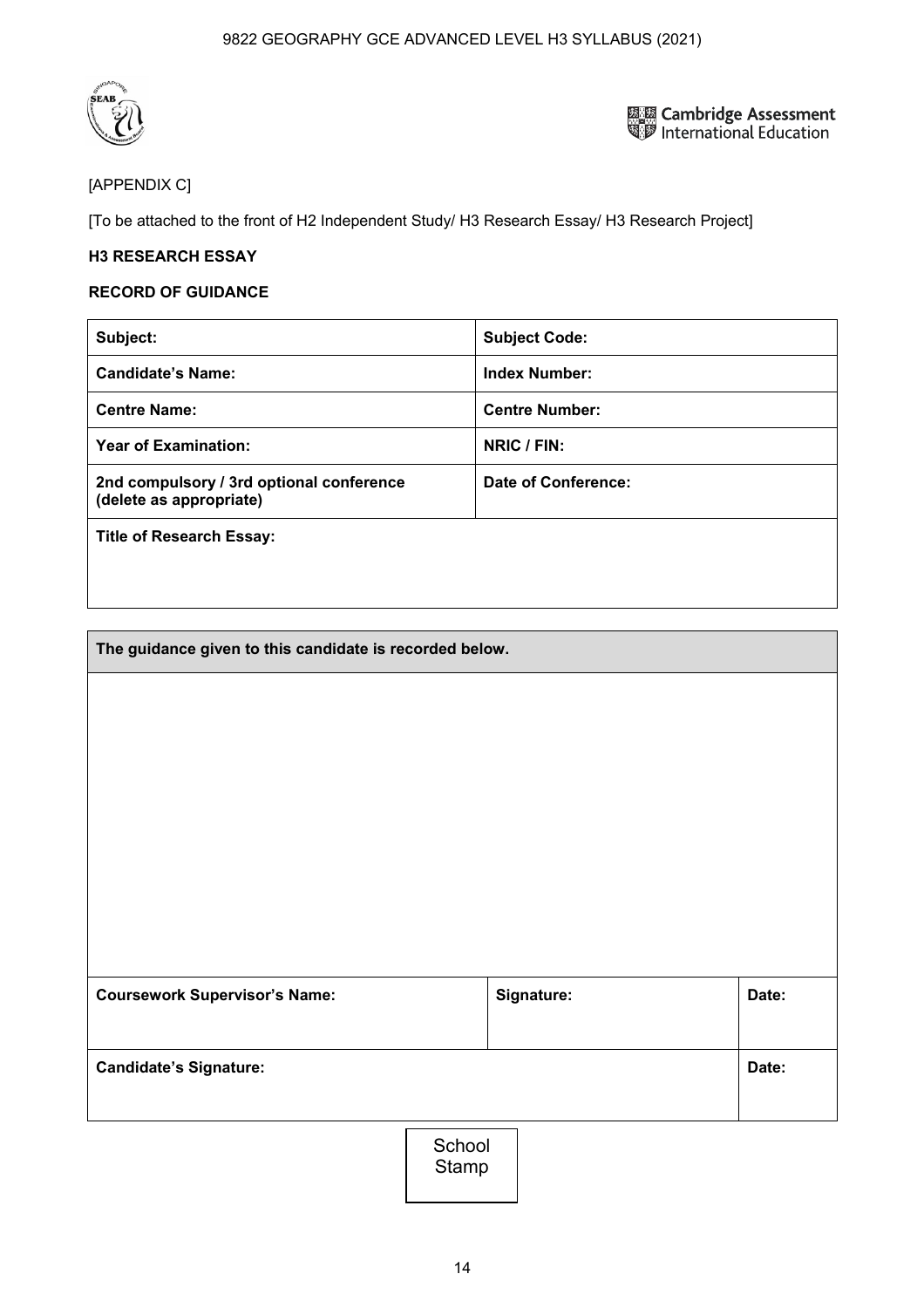[APPENDIX C]

[To be attached to the front of H2 Independent Study/ H3 Research Essay/ H3 Research Project]

**H3 RESEARCH ESSAY**

**RECORD OF GUIDANCE**

| **Subject:** | **Subject Code:** |
|---|---|
| **Candidate's Name:** | **Index Number:** |
| **Centre Name:** | **Centre Number:** |
| **Year of Examination:** | **NRIC / FIN:** |
| **2nd compulsory / 3rd optional conference (delete as appropriate)** | **Date of Conference:** |
| **Title of Research Essay:** | |

| **The guidance given to this candidate is recorded below.** | | |
|---|---|---|
| | | |
| **Coursework Supervisor's Name:** | **Signature:** | **Date:** |
| **Candidate's Signature:** | | **Date:** |

School Stamp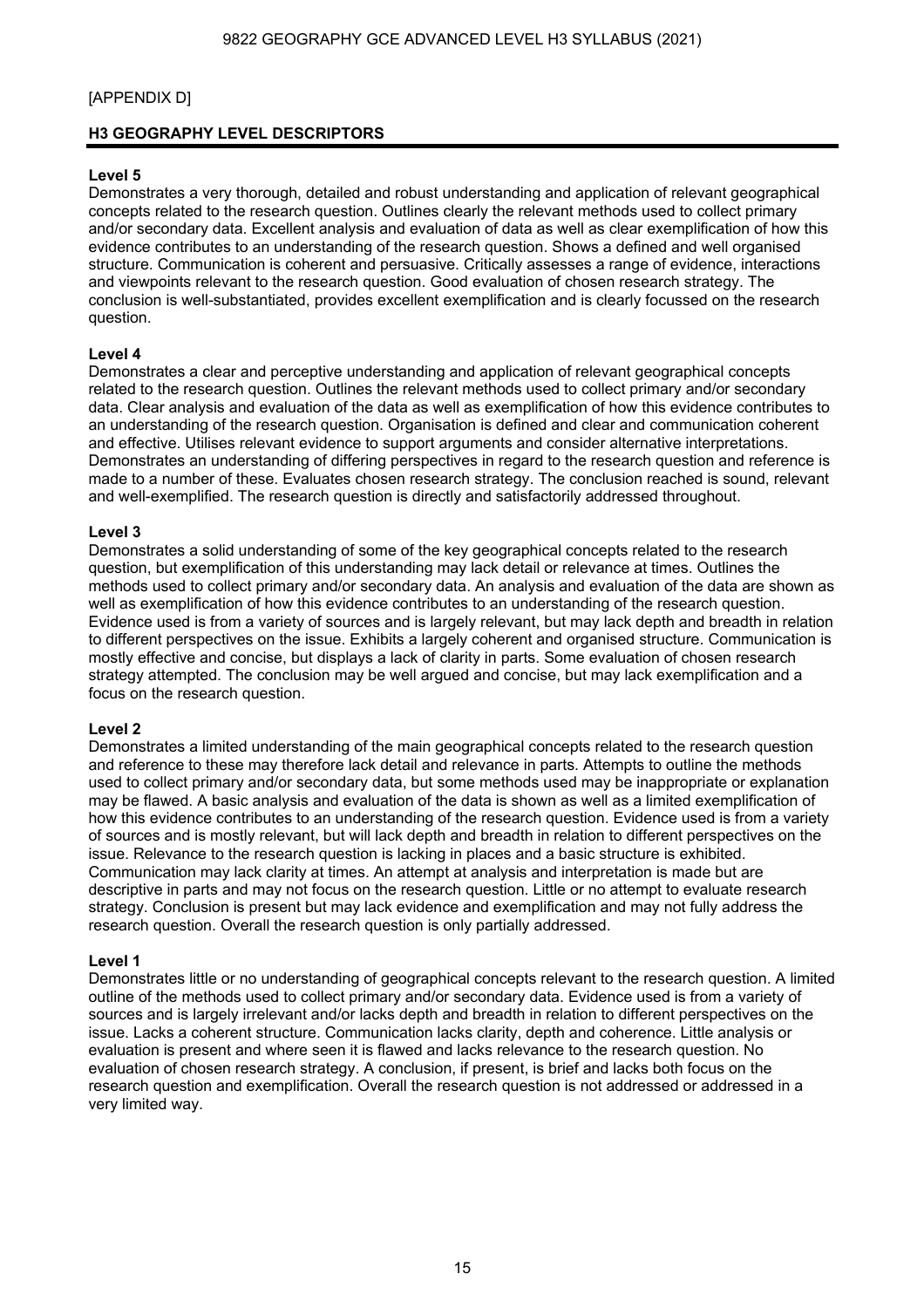[APPENDIX D]

## H3 GEOGRAPHY LEVEL DESCRIPTORS

**Level 5**

Demonstrates a very thorough, detailed and robust understanding and application of relevant geographical concepts related to the research question. Outlines clearly the relevant methods used to collect primary and/or secondary data. Excellent analysis and evaluation of data as well as clear exemplification of how this evidence contributes to an understanding of the research question. Shows a defined and well organised structure. Communication is coherent and persuasive. Critically assesses a range of evidence, interactions and viewpoints relevant to the research question. Good evaluation of chosen research strategy. The conclusion is well-substantiated, provides excellent exemplification and is clearly focussed on the research question.

**Level 4**

Demonstrates a clear and perceptive understanding and application of relevant geographical concepts related to the research question. Outlines the relevant methods used to collect primary and/or secondary data. Clear analysis and evaluation of the data as well as exemplification of how this evidence contributes to an understanding of the research question. Organisation is defined and clear and communication coherent and effective. Utilises relevant evidence to support arguments and consider alternative interpretations. Demonstrates an understanding of differing perspectives in regard to the research question and reference is made to a number of these. Evaluates chosen research strategy. The conclusion reached is sound, relevant and well-exemplified. The research question is directly and satisfactorily addressed throughout.

**Level 3**

Demonstrates a solid understanding of some of the key geographical concepts related to the research question, but exemplification of this understanding may lack detail or relevance at times. Outlines the methods used to collect primary and/or secondary data. An analysis and evaluation of the data are shown as well as exemplification of how this evidence contributes to an understanding of the research question. Evidence used is from a variety of sources and is largely relevant, but may lack depth and breadth in relation to different perspectives on the issue. Exhibits a largely coherent and organised structure. Communication is mostly effective and concise, but displays a lack of clarity in parts. Some evaluation of chosen research strategy attempted. The conclusion may be well argued and concise, but may lack exemplification and a focus on the research question.

**Level 2**

Demonstrates a limited understanding of the main geographical concepts related to the research question and reference to these may therefore lack detail and relevance in parts. Attempts to outline the methods used to collect primary and/or secondary data, but some methods used may be inappropriate or explanation may be flawed. A basic analysis and evaluation of the data is shown as well as a limited exemplification of how this evidence contributes to an understanding of the research question. Evidence used is from a variety of sources and is mostly relevant, but will lack depth and breadth in relation to different perspectives on the issue. Relevance to the research question is lacking in places and a basic structure is exhibited. Communication may lack clarity at times. An attempt at analysis and interpretation is made but are descriptive in parts and may not focus on the research question. Little or no attempt to evaluate research strategy. Conclusion is present but may lack evidence and exemplification and may not fully address the research question. Overall the research question is only partially addressed.

**Level 1**

Demonstrates little or no understanding of geographical concepts relevant to the research question. A limited outline of the methods used to collect primary and/or secondary data. Evidence used is from a variety of sources and is largely irrelevant and/or lacks depth and breadth in relation to different perspectives on the issue. Lacks a coherent structure. Communication lacks clarity, depth and coherence. Little analysis or evaluation is present and where seen it is flawed and lacks relevance to the research question. No evaluation of chosen research strategy. A conclusion, if present, is brief and lacks both focus on the research question and exemplification. Overall the research question is not addressed or addressed in a very limited way.